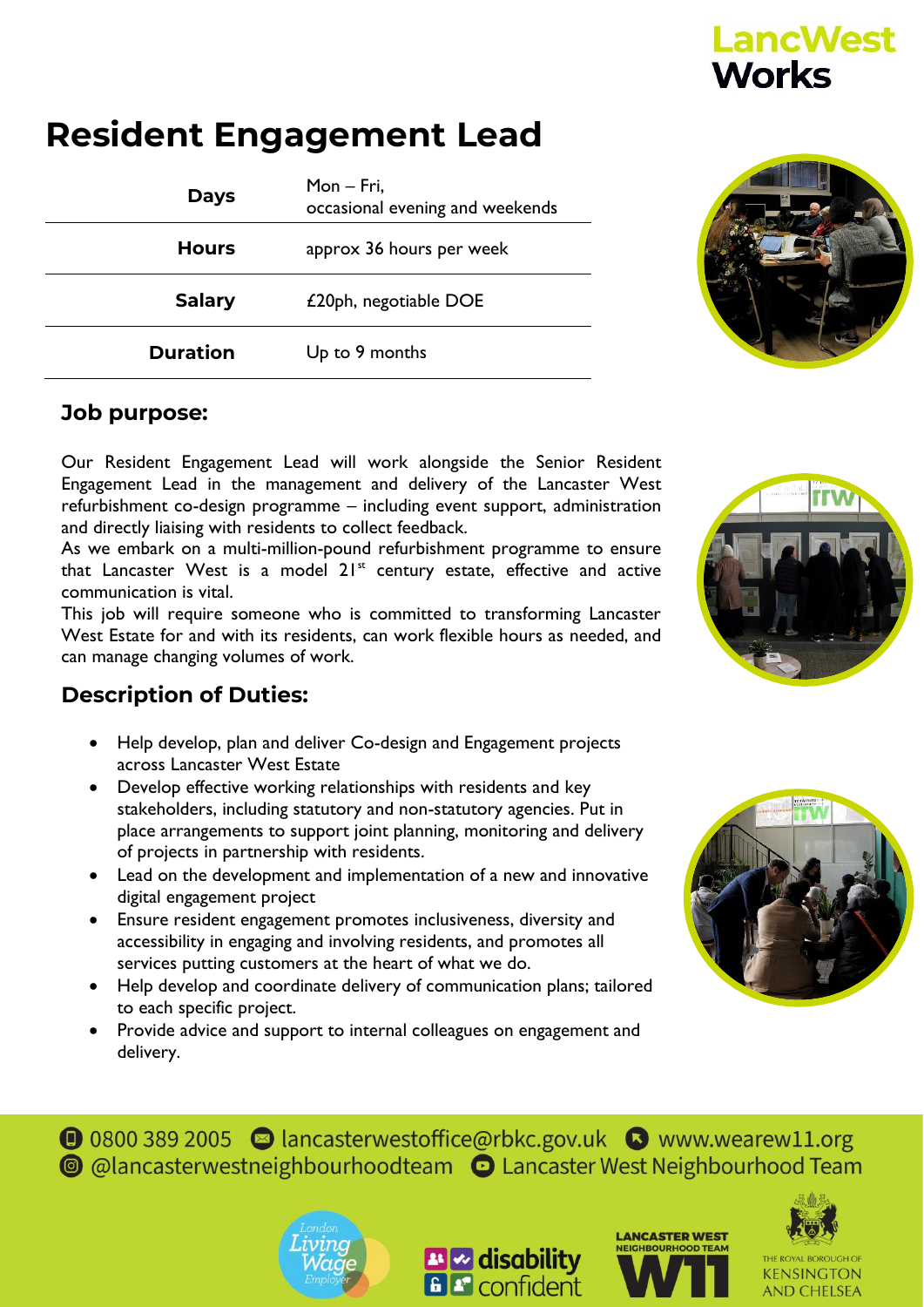LancWest Works

# Resident Engagement Lead

| | |
|---|---|
| **Days** | Mon – Fri, occasional evening and weekends |
| **Hours** | approx 36 hours per week |
| **Salary** | £20ph, negotiable DOE |
| **Duration** | Up to 9 months |

## Job purpose:

Our Resident Engagement Lead will work alongside the Senior Resident Engagement Lead in the management and delivery of the Lancaster West refurbishment co-design programme – including event support, administration and directly liaising with residents to collect feedback.

As we embark on a multi-million-pound refurbishment programme to ensure that Lancaster West is a model 21st century estate, effective and active communication is vital.

This job will require someone who is committed to transforming Lancaster West Estate for and with its residents, can work flexible hours as needed, and can manage changing volumes of work.

## Description of Duties:

- Help develop, plan and deliver Co-design and Engagement projects across Lancaster West Estate
- Develop effective working relationships with residents and key stakeholders, including statutory and non-statutory agencies. Put in place arrangements to support joint planning, monitoring and delivery of projects in partnership with residents.
- Lead on the development and implementation of a new and innovative digital engagement project
- Ensure resident engagement promotes inclusiveness, diversity and accessibility in engaging and involving residents, and promotes all services putting customers at the heart of what we do.
- Help develop and coordinate delivery of communication plans; tailored to each specific project.
- Provide advice and support to internal colleagues on engagement and delivery.

0800 389 2005 | lancasterwestoffice@rbkc.gov.uk | www.wearew11.org
@lancasterwestneighbourhoodteam | Lancaster West Neighbourhood Team

London Living Wage Employer | disability confident | Lancaster West Neighbourhood Team W11 | The Royal Borough of Kensington and Chelsea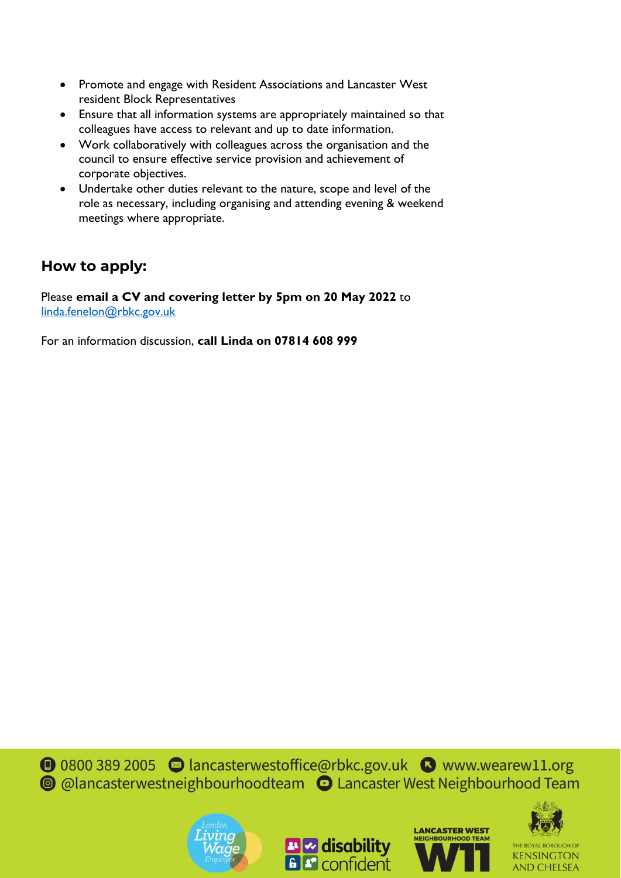- Promote and engage with Resident Associations and Lancaster West resident Block Representatives
- Ensure that all information systems are appropriately maintained so that colleagues have access to relevant and up to date information.
- Work collaboratively with colleagues across the organisation and the council to ensure effective service provision and achievement of corporate objectives.
- Undertake other duties relevant to the nature, scope and level of the role as necessary, including organising and attending evening & weekend meetings where appropriate.

## How to apply:

Please **email a CV and covering letter by 5pm on 20 May 2022** to [linda.fenelon@rbkc.gov.uk](mailto:linda.fenelon@rbkc.gov.uk)

For an information discussion, **call Linda on 07814 608 999**

0800 389 2005 lancasterwestoffice@rbkc.gov.uk www.wearew11.org
@lancasterwestneighbourhoodteam Lancaster West Neighbourhood Team